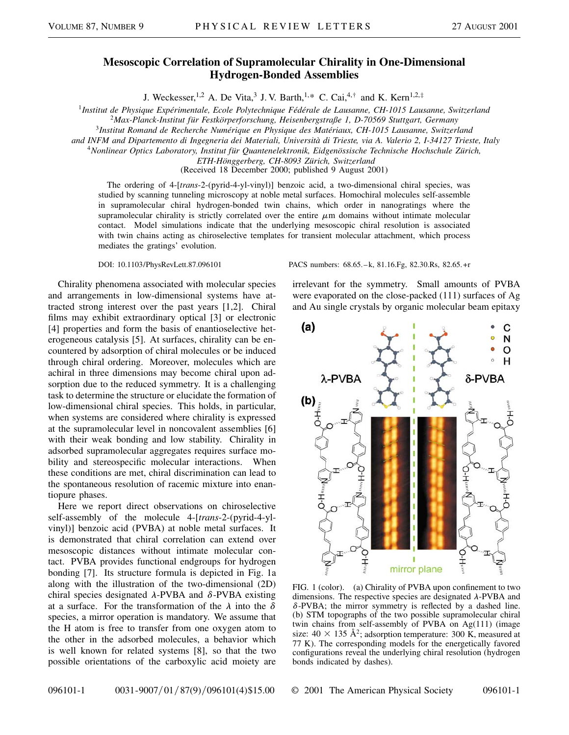# Mesoscopic Correlation of Supramolecular Chirality in One-Dimensional Hydrogen-Bonded Assemblies

J. Weckesser,[1,2] A. De Vita,[3] J. V. Barth,[1,*] C. Cai,[4,†] and K. Kern[1,2,‡]

[1]*Institut de Physique Expérimentale, Ecole Polytechnique Fédérale de Lausanne, CH-1015 Lausanne, Switzerland*
[2]*Max-Planck-Institut für Festkörperforschung, Heisenbergstraße 1, D-70569 Stuttgart, Germany*
[3]*Institut Romand de Recherche Numérique en Physique des Matériaux, CH-1015 Lausanne, Switzerland and INFM and Dipartemento di Ingegneria dei Materiali, Università di Trieste, via A. Valerio 2, I-34127 Trieste, Italy*
[4]*Nonlinear Optics Laboratory, Institut für Quantenelektronik, Eidgenössische Technische Hochschule Zürich, ETH-Hönggerberg, CH-8093 Zürich, Switzerland*

(Received 18 December 2000; published 9 August 2001)

The ordering of 4-[*trans*-2-(pyrid-4-yl-vinyl)] benzoic acid, a two-dimensional chiral species, was studied by scanning tunneling microscopy at noble metal surfaces. Homochiral molecules self-assemble in supramolecular chiral hydrogen-bonded twin chains, which order in nanogratings where the supramolecular chirality is strictly correlated over the entire $\mu$m domains without intimate molecular contact. Model simulations indicate that the underlying mesoscopic chiral resolution is associated with twin chains acting as chiroselective templates for transient molecular attachment, which process mediates the gratings' evolution.

DOI: 10.1103/PhysRevLett.87.096101 PACS numbers: 68.65.–k, 81.16.Fg, 82.30.Rs, 82.65.+r

Chirality phenomena associated with molecular species and arrangements in low-dimensional systems have attracted strong interest over the past years [1,2]. Chiral films may exhibit extraordinary optical [3] or electronic [4] properties and form the basis of enantioselective heterogeneous catalysis [5]. At surfaces, chirality can be encountered by adsorption of chiral molecules or be induced through chiral ordering. Moreover, molecules which are achiral in three dimensions may become chiral upon adsorption due to the reduced symmetry. It is a challenging task to determine the structure or elucidate the formation of low-dimensional chiral species. This holds, in particular, when systems are considered where chirality is expressed at the supramolecular level in noncovalent assemblies [6] with their weak bonding and low stability. Chirality in adsorbed supramolecular aggregates requires surface mobility and stereospecific molecular interactions. When these conditions are met, chiral discrimination can lead to the spontaneous resolution of racemic mixture into enantiopure phases.

Here we report direct observations on chiroselective self-assembly of the molecule 4-[*trans*-2-(pyrid-4-yl-vinyl)] benzoic acid (PVBA) at noble metal surfaces. It is demonstrated that chiral correlation can extend over mesoscopic distances without intimate molecular contact. PVBA provides functional endgroups for hydrogen bonding [7]. Its structure formula is depicted in Fig. 1a along with the illustration of the two-dimensional (2D) chiral species designated $\lambda$-PVBA and $\delta$-PVBA existing at a surface. For the transformation of the $\lambda$ into the $\delta$ species, a mirror operation is mandatory. We assume that the H atom is free to transfer from one oxygen atom to the other in the adsorbed molecules, a behavior which is well known for related systems [8], so that the two possible orientations of the carboxylic acid moiety are irrelevant for the symmetry. Small amounts of PVBA were evaporated on the close-packed (111) surfaces of Ag and Au single crystals by organic molecular beam epitaxy

FIG. 1 (color). (a) Chirality of PVBA upon confinement to two dimensions. The respective species are designated $\lambda$-PVBA and $\delta$-PVBA; the mirror symmetry is reflected by a dashed line. (b) STM topographs of the two possible supramolecular chiral twin chains from self-assembly of PVBA on Ag(111) (image size: $40 \times 135$ Å$^2$; adsorption temperature: 300 K, measured at 77 K). The corresponding models for the energetically favored configurations reveal the underlying chiral resolution (hydrogen bonds indicated by dashes).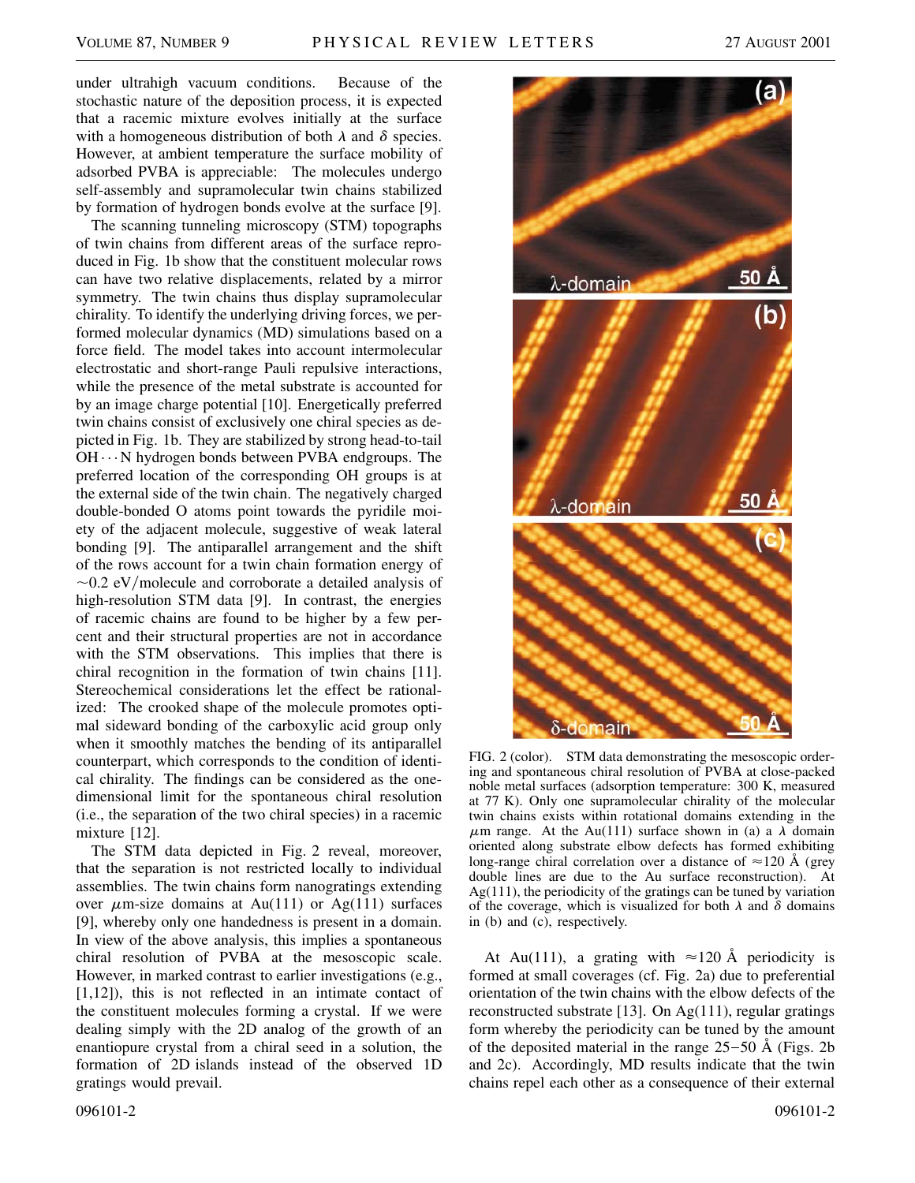under ultrahigh vacuum conditions. Because of the stochastic nature of the deposition process, it is expected that a racemic mixture evolves initially at the surface with a homogeneous distribution of both $\lambda$ and $\delta$ species. However, at ambient temperature the surface mobility of adsorbed PVBA is appreciable: The molecules undergo self-assembly and supramolecular twin chains stabilized by formation of hydrogen bonds evolve at the surface [9].

The scanning tunneling microscopy (STM) topographs of twin chains from different areas of the surface reproduced in Fig. 1b show that the constituent molecular rows can have two relative displacements, related by a mirror symmetry. The twin chains thus display supramolecular chirality. To identify the underlying driving forces, we performed molecular dynamics (MD) simulations based on a force field. The model takes into account intermolecular electrostatic and short-range Pauli repulsive interactions, while the presence of the metal substrate is accounted for by an image charge potential [10]. Energetically preferred twin chains consist of exclusively one chiral species as depicted in Fig. 1b. They are stabilized by strong head-to-tail OH$\cdots$N hydrogen bonds between PVBA endgroups. The preferred location of the corresponding OH groups is at the external side of the twin chain. The negatively charged double-bonded O atoms point towards the pyridile moiety of the adjacent molecule, suggestive of weak lateral bonding [9]. The antiparallel arrangement and the shift of the rows account for a twin chain formation energy of $\sim$0.2 eV/molecule and corroborate a detailed analysis of high-resolution STM data [9]. In contrast, the energies of racemic chains are found to be higher by a few percent and their structural properties are not in accordance with the STM observations. This implies that there is chiral recognition in the formation of twin chains [11]. Stereochemical considerations let the effect be rationalized: The crooked shape of the molecule promotes optimal sideward bonding of the carboxylic acid group only when it smoothly matches the bending of its antiparallel counterpart, which corresponds to the condition of identical chirality. The findings can be considered as the one-dimensional limit for the spontaneous chiral resolution (i.e., the separation of the two chiral species) in a racemic mixture [12].

The STM data depicted in Fig. 2 reveal, moreover, that the separation is not restricted locally to individual assemblies. The twin chains form nanogratings extending over $\mu$m-size domains at Au(111) or Ag(111) surfaces [9], whereby only one handedness is present in a domain. In view of the above analysis, this implies a spontaneous chiral resolution of PVBA at the mesoscopic scale. However, in marked contrast to earlier investigations (e.g., [1,12]), this is not reflected in an intimate contact of the constituent molecules forming a crystal. If we were dealing simply with the 2D analog of the growth of an enantiopure crystal from a chiral seed in a solution, the formation of 2D islands instead of the observed 1D gratings would prevail.

FIG. 2 (color). STM data demonstrating the mesoscopic ordering and spontaneous chiral resolution of PVBA at close-packed noble metal surfaces (adsorption temperature: 300 K, measured at 77 K). Only one supramolecular chirality of the molecular twin chains exists within rotational domains extending in the $\mu$m range. At the Au(111) surface shown in (a) a $\lambda$ domain oriented along substrate elbow defects has formed exhibiting long-range chiral correlation over a distance of $\approx$120 Å (grey double lines are due to the Au surface reconstruction). At Ag(111), the periodicity of the gratings can be tuned by variation of the coverage, which is visualized for both $\lambda$ and $\delta$ domains in (b) and (c), respectively.

At Au(111), a grating with $\approx$120 Å periodicity is formed at small coverages (cf. Fig. 2a) due to preferential orientation of the twin chains with the elbow defects of the reconstructed substrate [13]. On Ag(111), regular gratings form whereby the periodicity can be tuned by the amount of the deposited material in the range 25–50 Å (Figs. 2b and 2c). Accordingly, MD results indicate that the twin chains repel each other as a consequence of their external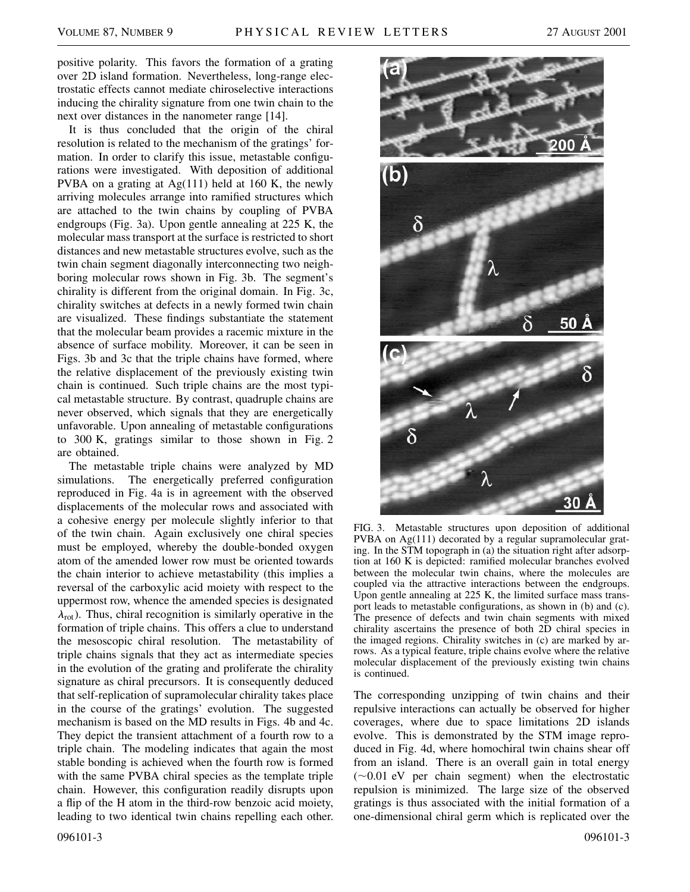positive polarity. This favors the formation of a grating over 2D island formation. Nevertheless, long-range electrostatic effects cannot mediate chiroselective interactions inducing the chirality signature from one twin chain to the next over distances in the nanometer range [14].

It is thus concluded that the origin of the chiral resolution is related to the mechanism of the gratings' formation. In order to clarify this issue, metastable configurations were investigated. With deposition of additional PVBA on a grating at Ag(111) held at 160 K, the newly arriving molecules arrange into ramified structures which are attached to the twin chains by coupling of PVBA endgroups (Fig. 3a). Upon gentle annealing at 225 K, the molecular mass transport at the surface is restricted to short distances and new metastable structures evolve, such as the twin chain segment diagonally interconnecting two neighboring molecular rows shown in Fig. 3b. The segment's chirality is different from the original domain. In Fig. 3c, chirality switches at defects in a newly formed twin chain are visualized. These findings substantiate the statement that the molecular beam provides a racemic mixture in the absence of surface mobility. Moreover, it can be seen in Figs. 3b and 3c that the triple chains have formed, where the relative displacement of the previously existing twin chain is continued. Such triple chains are the most typical metastable structure. By contrast, quadruple chains are never observed, which signals that they are energetically unfavorable. Upon annealing of metastable configurations to 300 K, gratings similar to those shown in Fig. 2 are obtained.

The metastable triple chains were analyzed by MD simulations. The energetically preferred configuration reproduced in Fig. 4a is in agreement with the observed displacements of the molecular rows and associated with a cohesive energy per molecule slightly inferior to that of the twin chain. Again exclusively one chiral species must be employed, whereby the double-bonded oxygen atom of the amended lower row must be oriented towards the chain interior to achieve metastability (this implies a reversal of the carboxylic acid moiety with respect to the uppermost row, whence the amended species is designated $\lambda_{\text{rot}}$). Thus, chiral recognition is similarly operative in the formation of triple chains. This offers a clue to understand the mesoscopic chiral resolution. The metastability of triple chains signals that they act as intermediate species in the evolution of the grating and proliferate the chirality signature as chiral precursors. It is consequently deduced that self-replication of supramolecular chirality takes place in the course of the gratings' evolution. The suggested mechanism is based on the MD results in Figs. 4b and 4c. They depict the transient attachment of a fourth row to a triple chain. The modeling indicates that again the most stable bonding is achieved when the fourth row is formed with the same PVBA chiral species as the template triple chain. However, this configuration readily disrupts upon a flip of the H atom in the third-row benzoic acid moiety, leading to two identical twin chains repelling each other.

FIG. 3. Metastable structures upon deposition of additional PVBA on Ag(111) decorated by a regular supramolecular grating. In the STM topograph in (a) the situation right after adsorption at 160 K is depicted: ramified molecular branches evolved between the molecular twin chains, where the molecules are coupled via the attractive interactions between the endgroups. Upon gentle annealing at 225 K, the limited surface mass transport leads to metastable configurations, as shown in (b) and (c). The presence of defects and twin chain segments with mixed chirality ascertains the presence of both 2D chiral species in the imaged regions. Chirality switches in (c) are marked by arrows. As a typical feature, triple chains evolve where the relative molecular displacement of the previously existing twin chains is continued.

The corresponding unzipping of twin chains and their repulsive interactions can actually be observed for higher coverages, where due to space limitations 2D islands evolve. This is demonstrated by the STM image reproduced in Fig. 4d, where homochiral twin chains shear off from an island. There is an overall gain in total energy ($\sim$0.01 eV per chain segment) when the electrostatic repulsion is minimized. The large size of the observed gratings is thus associated with the initial formation of a one-dimensional chiral germ which is replicated over the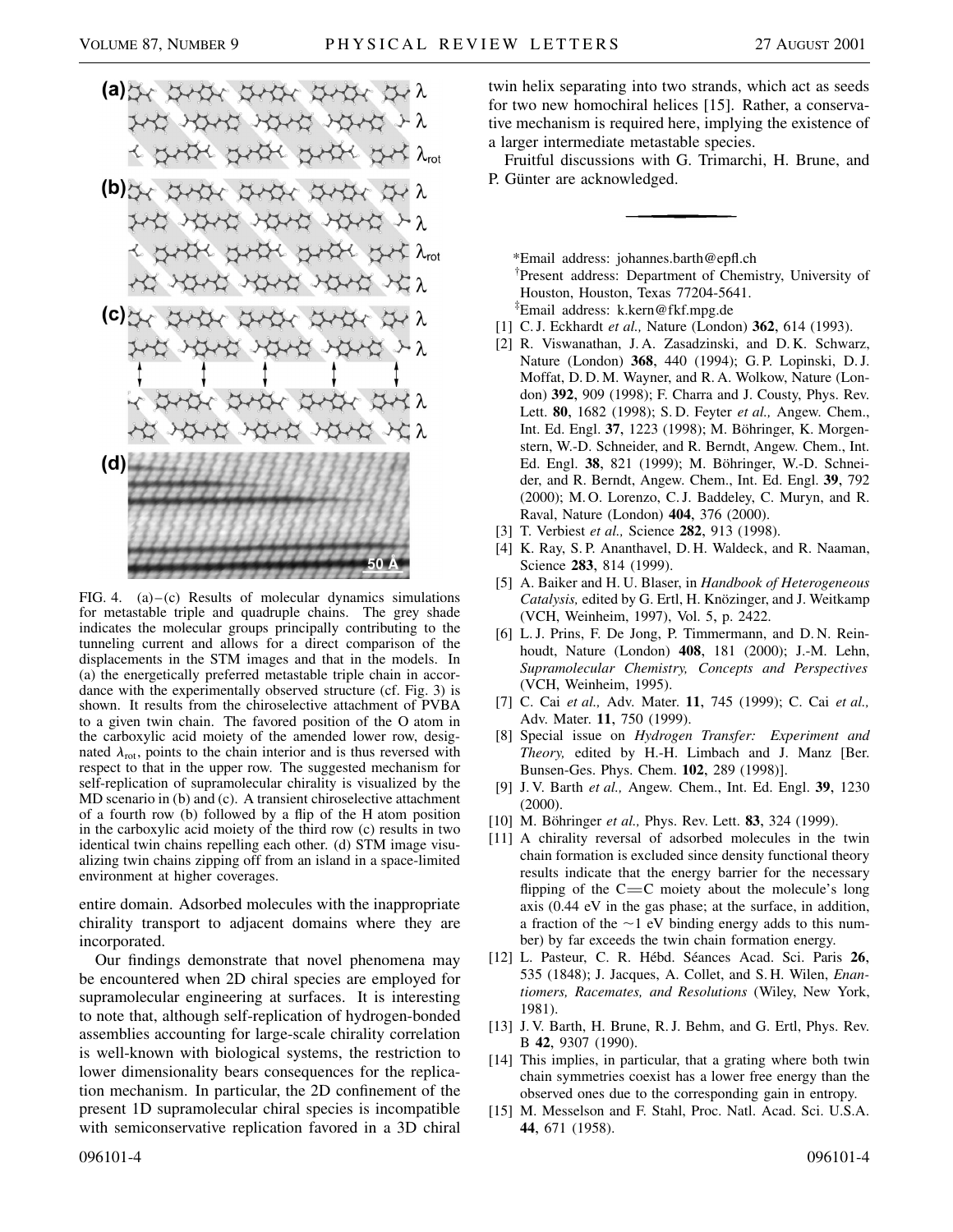FIG. 4. (a)–(c) Results of molecular dynamics simulations for metastable triple and quadruple chains. The grey shade indicates the molecular groups principally contributing to the tunneling current and allows for a direct comparison of the displacements in the STM images and that in the models. In (a) the energetically preferred metastable triple chain in accordance with the experimentally observed structure (cf. Fig. 3) is shown. It results from the chiroselective attachment of PVBA to a given twin chain. The favored position of the O atom in the carboxylic acid moiety of the amended lower row, designated $\lambda_{rot}$, points to the chain interior and is thus reversed with respect to that in the upper row. The suggested mechanism for self-replication of supramolecular chirality is visualized by the MD scenario in (b) and (c). A transient chiroselective attachment of a fourth row (b) followed by a flip of the H atom position in the carboxylic acid moiety of the third row (c) results in two identical twin chains repelling each other. (d) STM image visualizing twin chains zipping off from an island in a space-limited environment at higher coverages.

entire domain. Adsorbed molecules with the inappropriate chirality transport to adjacent domains where they are incorporated.

Our findings demonstrate that novel phenomena may be encountered when 2D chiral species are employed for supramolecular engineering at surfaces. It is interesting to note that, although self-replication of hydrogen-bonded assemblies accounting for large-scale chirality correlation is well-known with biological systems, the restriction to lower dimensionality bears consequences for the replication mechanism. In particular, the 2D confinement of the present 1D supramolecular chiral species is incompatible with semiconservative replication favored in a 3D chiral twin helix separating into two strands, which act as seeds for two new homochiral helices [15]. Rather, a conservative mechanism is required here, implying the existence of a larger intermediate metastable species.

Fruitful discussions with G. Trimarchi, H. Brune, and P. Günter are acknowledged.

*Email address: johannes.barth@epfl.ch
†Present address: Department of Chemistry, University of Houston, Houston, Texas 77204-5641.
‡Email address: k.kern@fkf.mpg.de

[1] C. J. Eckhardt *et al.,* Nature (London) **362**, 614 (1993).
[2] R. Viswanathan, J. A. Zasadzinski, and D. K. Schwarz, Nature (London) **368**, 440 (1994); G. P. Lopinski, D. J. Moffat, D. D. M. Wayner, and R. A. Wolkow, Nature (London) **392**, 909 (1998); F. Charra and J. Cousty, Phys. Rev. Lett. **80**, 1682 (1998); S. D. Feyter *et al.,* Angew. Chem., Int. Ed. Engl. **37**, 1223 (1998); M. Böhringer, K. Morgenstern, W.-D. Schneider, and R. Berndt, Angew. Chem., Int. Ed. Engl. **38**, 821 (1999); M. Böhringer, W.-D. Schneider, and R. Berndt, Angew. Chem., Int. Ed. Engl. **39**, 792 (2000); M. O. Lorenzo, C. J. Baddeley, C. Muryn, and R. Raval, Nature (London) **404**, 376 (2000).
[3] T. Verbiest *et al.,* Science **282**, 913 (1998).
[4] K. Ray, S. P. Ananthavel, D. H. Waldeck, and R. Naaman, Science **283**, 814 (1999).
[5] A. Baiker and H. U. Blaser, in *Handbook of Heterogeneous Catalysis,* edited by G. Ertl, H. Knözinger, and J. Weitkamp (VCH, Weinheim, 1997), Vol. 5, p. 2422.
[6] L. J. Prins, F. De Jong, P. Timmermann, and D. N. Reinhoudt, Nature (London) **408**, 181 (2000); J.-M. Lehn, *Supramolecular Chemistry, Concepts and Perspectives* (VCH, Weinheim, 1995).
[7] C. Cai *et al.,* Adv. Mater. **11**, 745 (1999); C. Cai *et al.,* Adv. Mater. **11**, 750 (1999).
[8] Special issue on *Hydrogen Transfer: Experiment and Theory,* edited by H.-H. Limbach and J. Manz [Ber. Bunsen-Ges. Phys. Chem. **102**, 289 (1998)].
[9] J. V. Barth *et al.,* Angew. Chem., Int. Ed. Engl. **39**, 1230 (2000).
[10] M. Böhringer *et al.,* Phys. Rev. Lett. **83**, 324 (1999).
[11] A chirality reversal of adsorbed molecules in the twin chain formation is excluded since density functional theory results indicate that the energy barrier for the necessary flipping of the C=C moiety about the molecule's long axis (0.44 eV in the gas phase; at the surface, in addition, a fraction of the ~1 eV binding energy adds to this number) by far exceeds the twin chain formation energy.
[12] L. Pasteur, C. R. Hébd. Séances Acad. Sci. Paris **26**, 535 (1848); J. Jacques, A. Collet, and S. H. Wilen, *Enantiomers, Racemates, and Resolutions* (Wiley, New York, 1981).
[13] J. V. Barth, H. Brune, R. J. Behm, and G. Ertl, Phys. Rev. B **42**, 9307 (1990).
[14] This implies, in particular, that a grating where both twin chain symmetries coexist has a lower free energy than the observed ones due to the corresponding gain in entropy.
[15] M. Messelson and F. Stahl, Proc. Natl. Acad. Sci. U.S.A. **44**, 671 (1958).